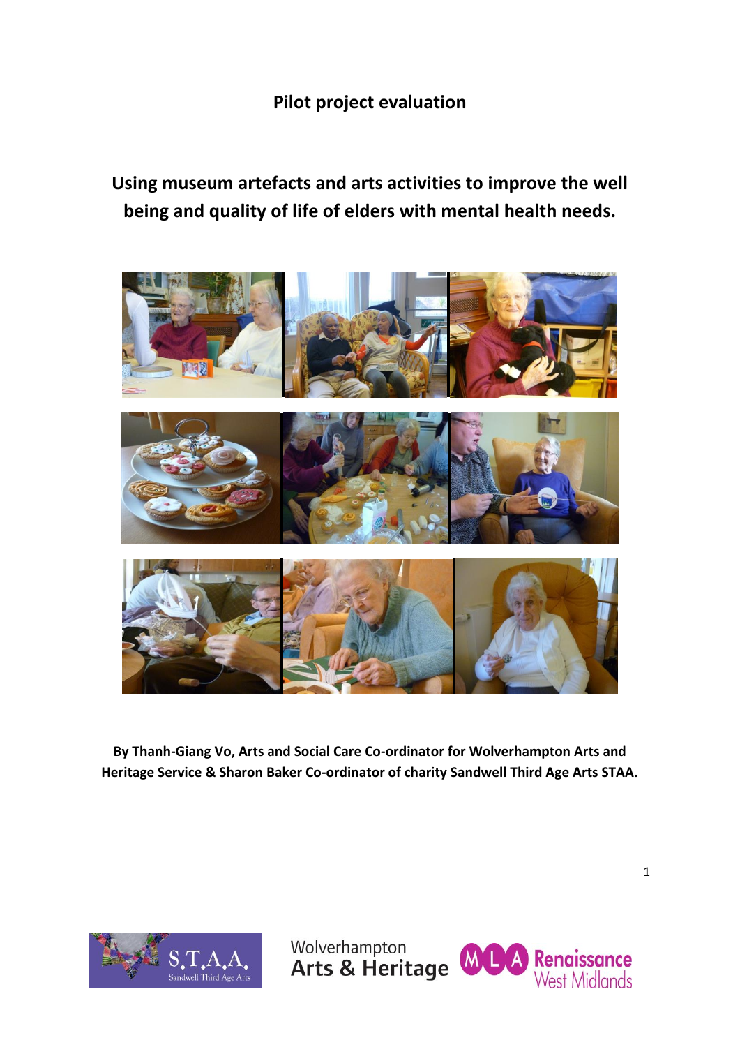**Pilot project evaluation**

# Using museum artefacts and arts activities to improve the well being and quality of life of elders with mental health needs.

**By Thanh-Giang Vo, Arts and Social Care Co-ordinator for Wolverhampton Arts and Heritage Service & Sharon Baker Co-ordinator of charity Sandwell Third Age Arts STAA.**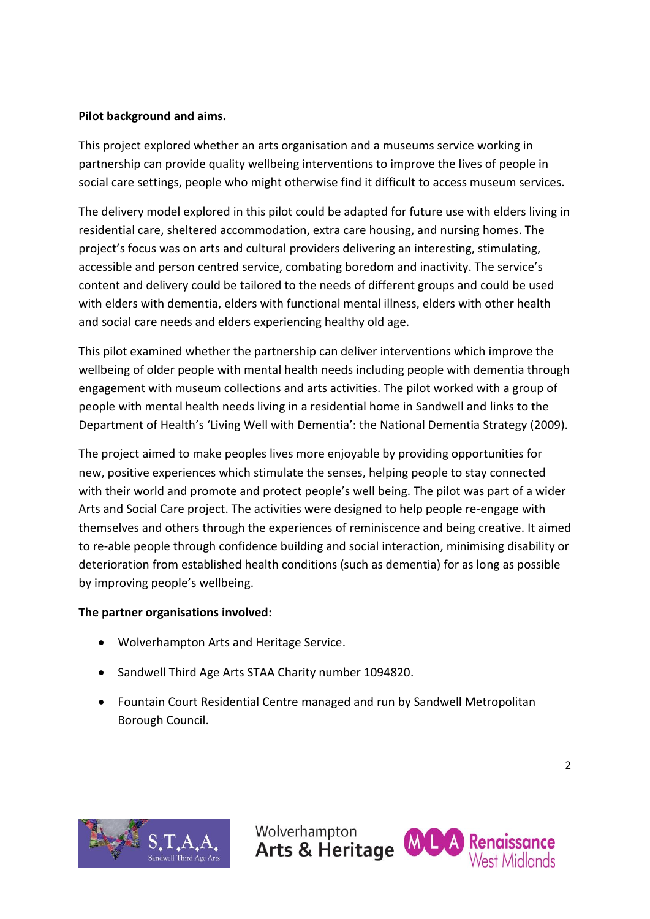**Pilot background and aims.**

This project explored whether an arts organisation and a museums service working in partnership can provide quality wellbeing interventions to improve the lives of people in social care settings, people who might otherwise find it difficult to access museum services.

The delivery model explored in this pilot could be adapted for future use with elders living in residential care, sheltered accommodation, extra care housing, and nursing homes. The project's focus was on arts and cultural providers delivering an interesting, stimulating, accessible and person centred service, combating boredom and inactivity. The service's content and delivery could be tailored to the needs of different groups and could be used with elders with dementia, elders with functional mental illness, elders with other health and social care needs and elders experiencing healthy old age.

This pilot examined whether the partnership can deliver interventions which improve the wellbeing of older people with mental health needs including people with dementia through engagement with museum collections and arts activities. The pilot worked with a group of people with mental health needs living in a residential home in Sandwell and links to the Department of Health's 'Living Well with Dementia': the National Dementia Strategy (2009).

The project aimed to make peoples lives more enjoyable by providing opportunities for new, positive experiences which stimulate the senses, helping people to stay connected with their world and promote and protect people's well being. The pilot was part of a wider Arts and Social Care project. The activities were designed to help people re-engage with themselves and others through the experiences of reminiscence and being creative. It aimed to re-able people through confidence building and social interaction, minimising disability or deterioration from established health conditions (such as dementia) for as long as possible by improving people's wellbeing.

**The partner organisations involved:**

- Wolverhampton Arts and Heritage Service.
- Sandwell Third Age Arts STAA Charity number 1094820.
- Fountain Court Residential Centre managed and run by Sandwell Metropolitan Borough Council.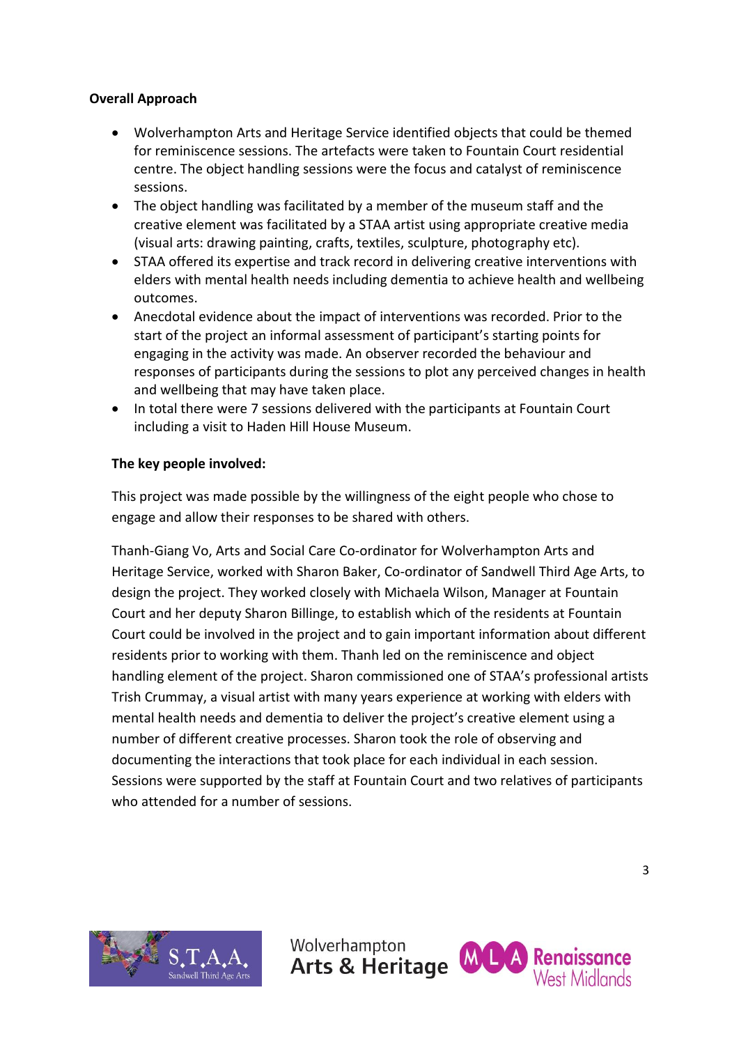**Overall Approach**

- Wolverhampton Arts and Heritage Service identified objects that could be themed for reminiscence sessions. The artefacts were taken to Fountain Court residential centre. The object handling sessions were the focus and catalyst of reminiscence sessions.
- The object handling was facilitated by a member of the museum staff and the creative element was facilitated by a STAA artist using appropriate creative media (visual arts: drawing painting, crafts, textiles, sculpture, photography etc).
- STAA offered its expertise and track record in delivering creative interventions with elders with mental health needs including dementia to achieve health and wellbeing outcomes.
- Anecdotal evidence about the impact of interventions was recorded. Prior to the start of the project an informal assessment of participant's starting points for engaging in the activity was made. An observer recorded the behaviour and responses of participants during the sessions to plot any perceived changes in health and wellbeing that may have taken place.
- In total there were 7 sessions delivered with the participants at Fountain Court including a visit to Haden Hill House Museum.

**The key people involved:**

This project was made possible by the willingness of the eight people who chose to engage and allow their responses to be shared with others.

Thanh-Giang Vo, Arts and Social Care Co-ordinator for Wolverhampton Arts and Heritage Service, worked with Sharon Baker, Co-ordinator of Sandwell Third Age Arts, to design the project. They worked closely with Michaela Wilson, Manager at Fountain Court and her deputy Sharon Billinge, to establish which of the residents at Fountain Court could be involved in the project and to gain important information about different residents prior to working with them. Thanh led on the reminiscence and object handling element of the project. Sharon commissioned one of STAA's professional artists Trish Crummay, a visual artist with many years experience at working with elders with mental health needs and dementia to deliver the project's creative element using a number of different creative processes. Sharon took the role of observing and documenting the interactions that took place for each individual in each session. Sessions were supported by the staff at Fountain Court and two relatives of participants who attended for a number of sessions.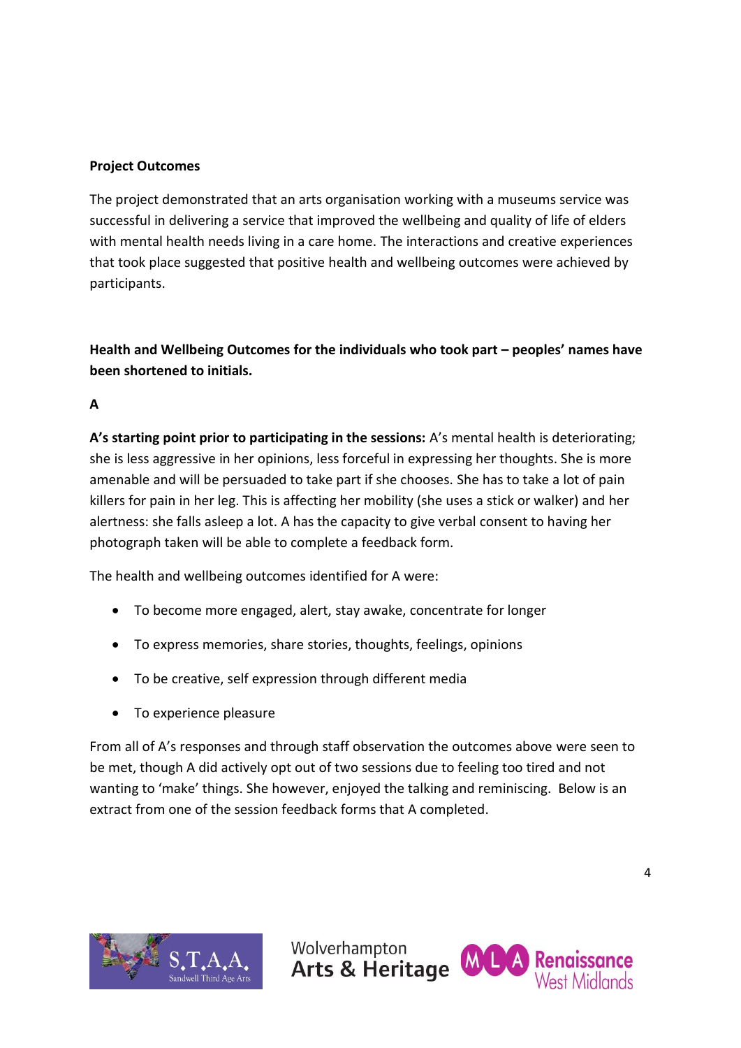**Project Outcomes**

The project demonstrated that an arts organisation working with a museums service was successful in delivering a service that improved the wellbeing and quality of life of elders with mental health needs living in a care home. The interactions and creative experiences that took place suggested that positive health and wellbeing outcomes were achieved by participants.

**Health and Wellbeing Outcomes for the individuals who took part – peoples' names have been shortened to initials.**

**A**

**A's starting point prior to participating in the sessions:** A's mental health is deteriorating; she is less aggressive in her opinions, less forceful in expressing her thoughts. She is more amenable and will be persuaded to take part if she chooses. She has to take a lot of pain killers for pain in her leg. This is affecting her mobility (she uses a stick or walker) and her alertness: she falls asleep a lot. A has the capacity to give verbal consent to having her photograph taken will be able to complete a feedback form.

The health and wellbeing outcomes identified for A were:

- To become more engaged, alert, stay awake, concentrate for longer
- To express memories, share stories, thoughts, feelings, opinions
- To be creative, self expression through different media
- To experience pleasure

From all of A's responses and through staff observation the outcomes above were seen to be met, though A did actively opt out of two sessions due to feeling too tired and not wanting to 'make' things. She however, enjoyed the talking and reminiscing. Below is an extract from one of the session feedback forms that A completed.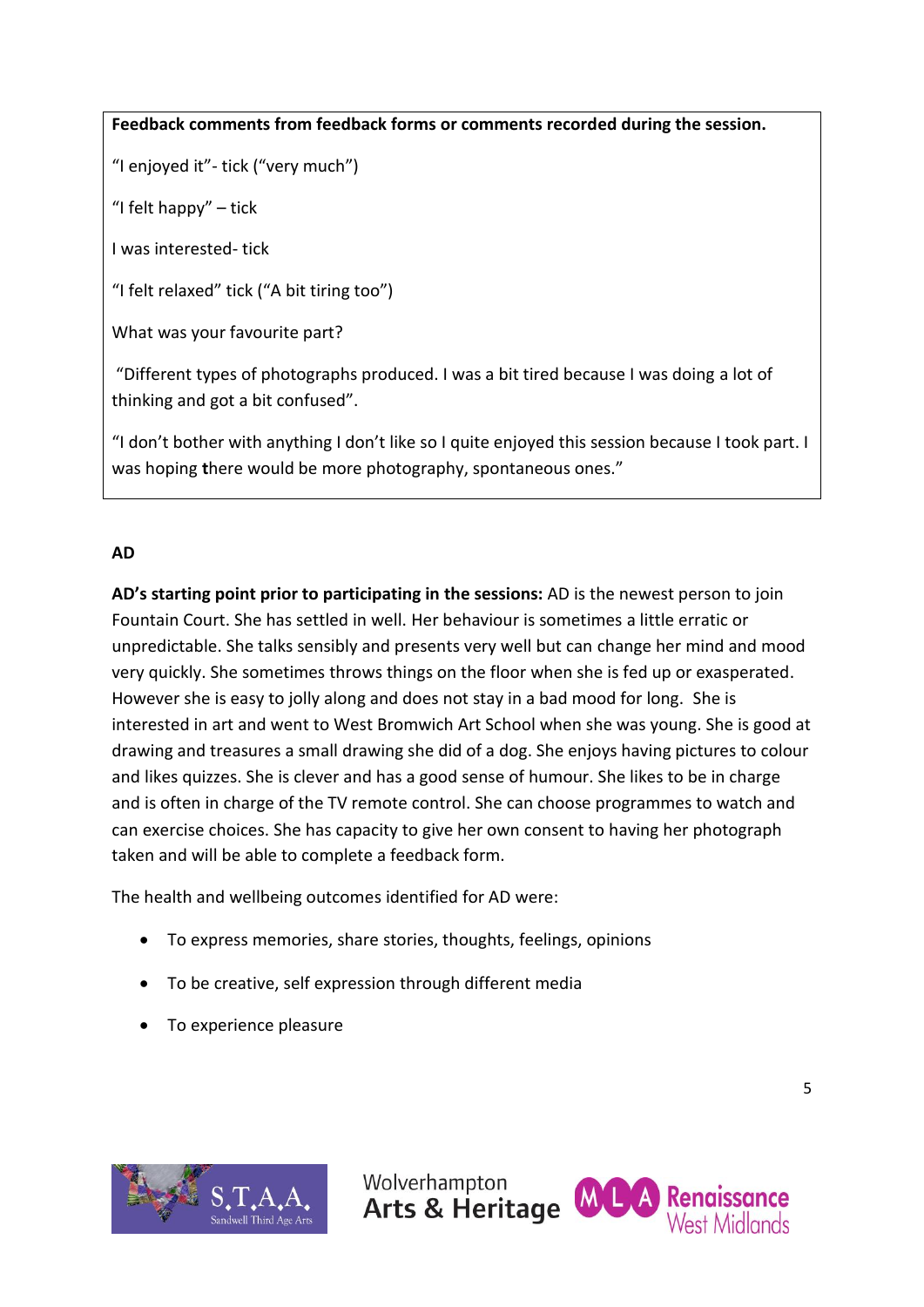**Feedback comments from feedback forms or comments recorded during the session.**

"I enjoyed it"- tick ("very much")

"I felt happy" – tick

I was interested- tick

"I felt relaxed" tick ("A bit tiring too")

What was your favourite part?

"Different types of photographs produced. I was a bit tired because I was doing a lot of thinking and got a bit confused".

"I don't bother with anything I don't like so I quite enjoyed this session because I took part. I was hoping **t**here would be more photography, spontaneous ones."

**AD**

**AD's starting point prior to participating in the sessions:** AD is the newest person to join Fountain Court. She has settled in well. Her behaviour is sometimes a little erratic or unpredictable. She talks sensibly and presents very well but can change her mind and mood very quickly. She sometimes throws things on the floor when she is fed up or exasperated. However she is easy to jolly along and does not stay in a bad mood for long. She is interested in art and went to West Bromwich Art School when she was young. She is good at drawing and treasures a small drawing she did of a dog. She enjoys having pictures to colour and likes quizzes. She is clever and has a good sense of humour. She likes to be in charge and is often in charge of the TV remote control. She can choose programmes to watch and can exercise choices. She has capacity to give her own consent to having her photograph taken and will be able to complete a feedback form.

The health and wellbeing outcomes identified for AD were:

- To express memories, share stories, thoughts, feelings, opinions
- To be creative, self expression through different media
- To experience pleasure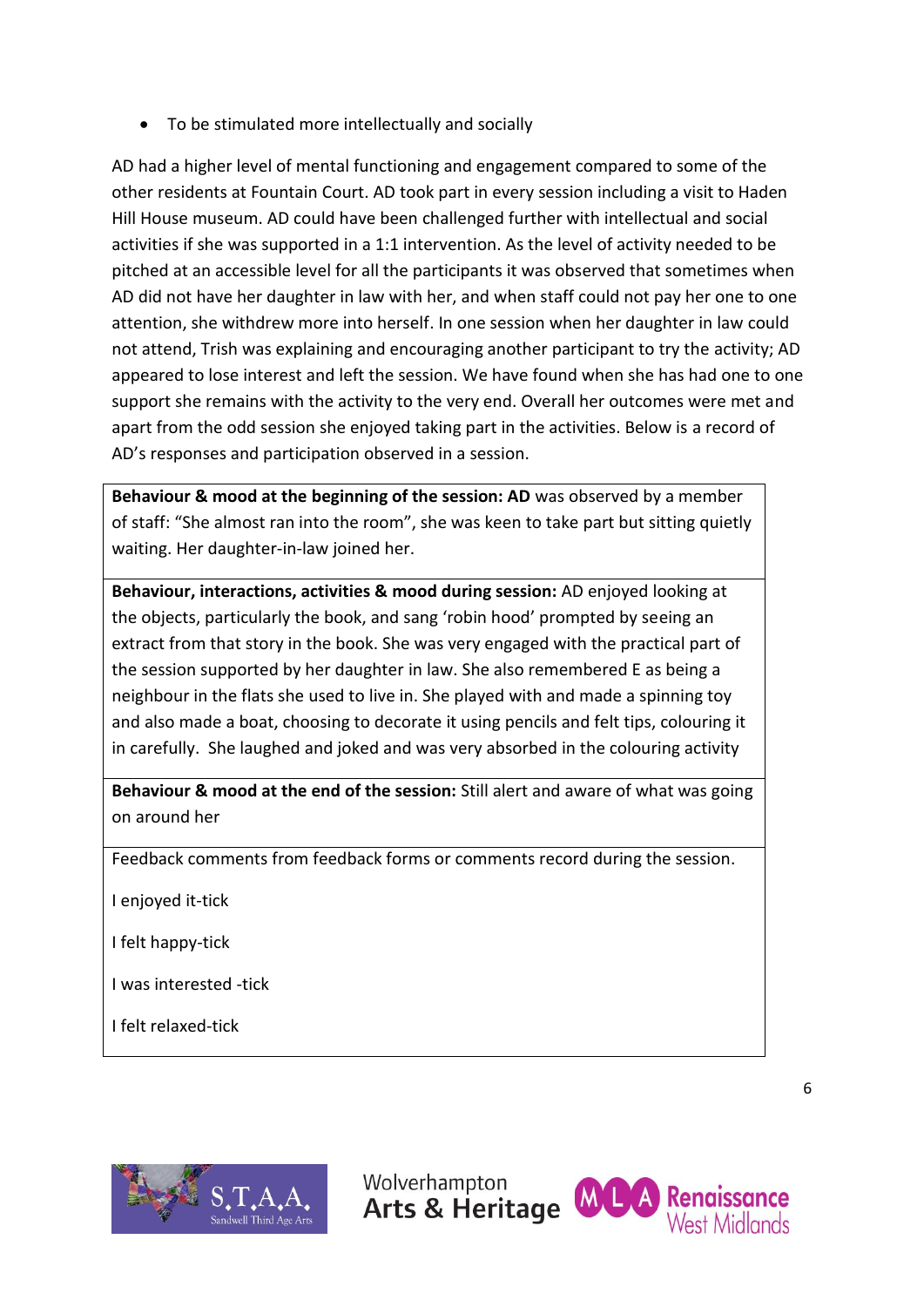- To be stimulated more intellectually and socially

AD had a higher level of mental functioning and engagement compared to some of the other residents at Fountain Court. AD took part in every session including a visit to Haden Hill House museum. AD could have been challenged further with intellectual and social activities if she was supported in a 1:1 intervention. As the level of activity needed to be pitched at an accessible level for all the participants it was observed that sometimes when AD did not have her daughter in law with her, and when staff could not pay her one to one attention, she withdrew more into herself. In one session when her daughter in law could not attend, Trish was explaining and encouraging another participant to try the activity; AD appeared to lose interest and left the session. We have found when she has had one to one support she remains with the activity to the very end. Overall her outcomes were met and apart from the odd session she enjoyed taking part in the activities. Below is a record of AD's responses and participation observed in a session.

| |
|---|
| **Behaviour & mood at the beginning of the session: AD** was observed by a member of staff: "She almost ran into the room", she was keen to take part but sitting quietly waiting. Her daughter-in-law joined her. |
| **Behaviour, interactions, activities & mood during session:** AD enjoyed looking at the objects, particularly the book, and sang 'robin hood' prompted by seeing an extract from that story in the book. She was very engaged with the practical part of the session supported by her daughter in law. She also remembered E as being a neighbour in the flats she used to live in. She played with and made a spinning toy and also made a boat, choosing to decorate it using pencils and felt tips, colouring it in carefully. She laughed and joked and was very absorbed in the colouring activity |
| **Behaviour & mood at the end of the session:** Still alert and aware of what was going on around her |
| Feedback comments from feedback forms or comments record during the session.<br><br>I enjoyed it-tick<br><br>I felt happy-tick<br><br>I was interested -tick<br><br>I felt relaxed-tick |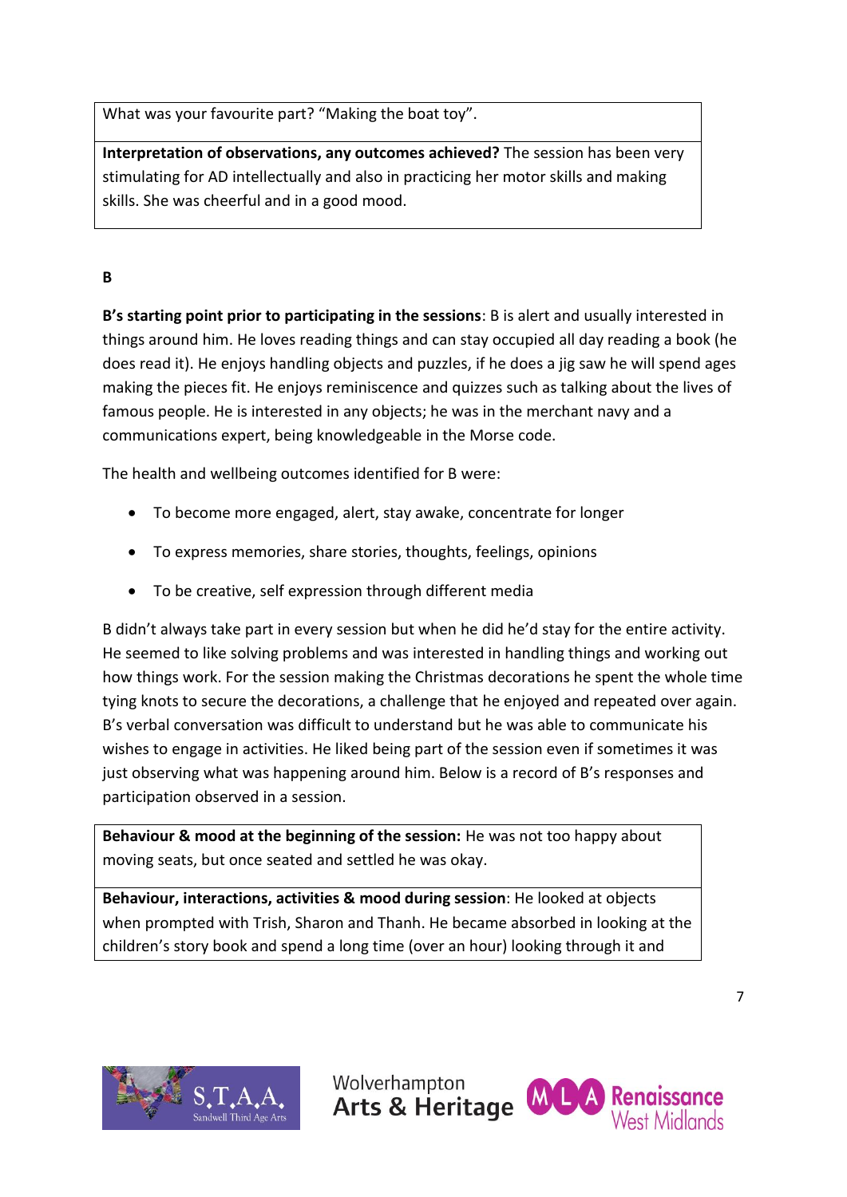What was your favourite part? "Making the boat toy".

**Interpretation of observations, any outcomes achieved?** The session has been very stimulating for AD intellectually and also in practicing her motor skills and making skills. She was cheerful and in a good mood.

**B**

**B's starting point prior to participating in the sessions**: B is alert and usually interested in things around him. He loves reading things and can stay occupied all day reading a book (he does read it). He enjoys handling objects and puzzles, if he does a jig saw he will spend ages making the pieces fit. He enjoys reminiscence and quizzes such as talking about the lives of famous people. He is interested in any objects; he was in the merchant navy and a communications expert, being knowledgeable in the Morse code.

The health and wellbeing outcomes identified for B were:

- To become more engaged, alert, stay awake, concentrate for longer
- To express memories, share stories, thoughts, feelings, opinions
- To be creative, self expression through different media

B didn't always take part in every session but when he did he'd stay for the entire activity. He seemed to like solving problems and was interested in handling things and working out how things work. For the session making the Christmas decorations he spent the whole time tying knots to secure the decorations, a challenge that he enjoyed and repeated over again. B's verbal conversation was difficult to understand but he was able to communicate his wishes to engage in activities. He liked being part of the session even if sometimes it was just observing what was happening around him. Below is a record of B's responses and participation observed in a session.

**Behaviour & mood at the beginning of the session:** He was not too happy about moving seats, but once seated and settled he was okay.

**Behaviour, interactions, activities & mood during session**: He looked at objects when prompted with Trish, Sharon and Thanh. He became absorbed in looking at the children's story book and spend a long time (over an hour) looking through it and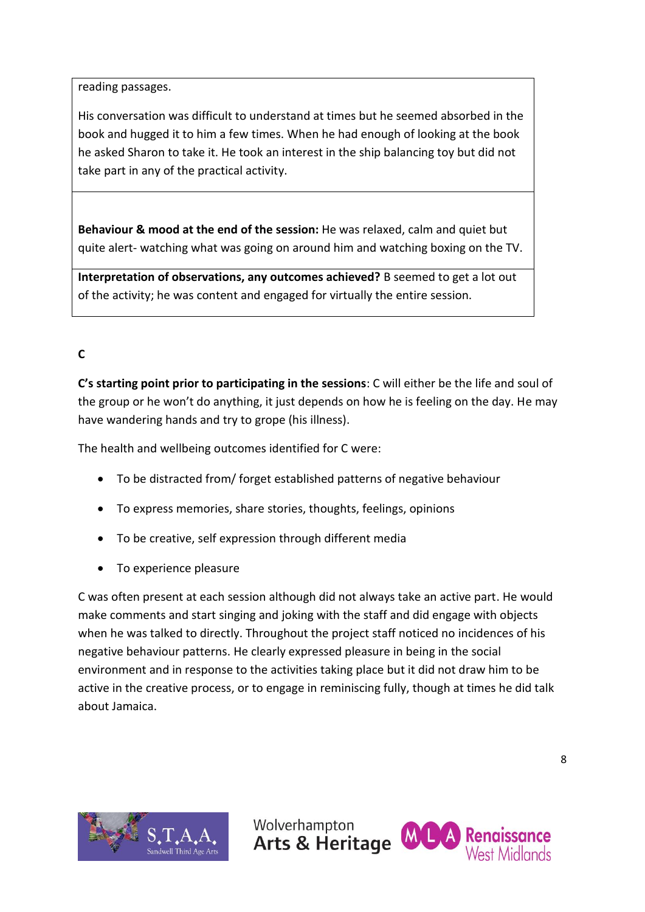reading passages.

His conversation was difficult to understand at times but he seemed absorbed in the book and hugged it to him a few times. When he had enough of looking at the book he asked Sharon to take it. He took an interest in the ship balancing toy but did not take part in any of the practical activity.

**Behaviour & mood at the end of the session:** He was relaxed, calm and quiet but quite alert- watching what was going on around him and watching boxing on the TV.

**Interpretation of observations, any outcomes achieved?** B seemed to get a lot out of the activity; he was content and engaged for virtually the entire session.

**C**

**C's starting point prior to participating in the sessions**: C will either be the life and soul of the group or he won't do anything, it just depends on how he is feeling on the day. He may have wandering hands and try to grope (his illness).

The health and wellbeing outcomes identified for C were:

- To be distracted from/ forget established patterns of negative behaviour
- To express memories, share stories, thoughts, feelings, opinions
- To be creative, self expression through different media
- To experience pleasure

C was often present at each session although did not always take an active part. He would make comments and start singing and joking with the staff and did engage with objects when he was talked to directly. Throughout the project staff noticed no incidences of his negative behaviour patterns. He clearly expressed pleasure in being in the social environment and in response to the activities taking place but it did not draw him to be active in the creative process, or to engage in reminiscing fully, though at times he did talk about Jamaica.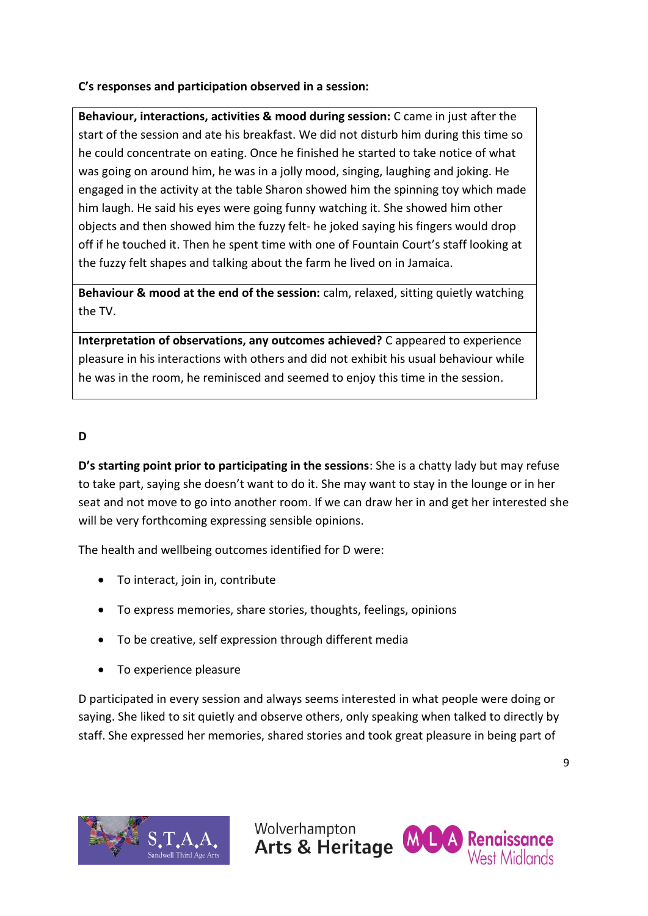**C's responses and participation observed in a session:**

| **Behaviour, interactions, activities & mood during session:** C came in just after the start of the session and ate his breakfast. We did not disturb him during this time so he could concentrate on eating. Once he finished he started to take notice of what was going on around him, he was in a jolly mood, singing, laughing and joking. He engaged in the activity at the table Sharon showed him the spinning toy which made him laugh. He said his eyes were going funny watching it. She showed him other objects and then showed him the fuzzy felt- he joked saying his fingers would drop off if he touched it. Then he spent time with one of Fountain Court's staff looking at the fuzzy felt shapes and talking about the farm he lived on in Jamaica. |
|---|
| **Behaviour & mood at the end of the session:** calm, relaxed, sitting quietly watching the TV. |
| **Interpretation of observations, any outcomes achieved?** C appeared to experience pleasure in his interactions with others and did not exhibit his usual behaviour while he was in the room, he reminisced and seemed to enjoy this time in the session. |

**D**

**D's starting point prior to participating in the sessions**: She is a chatty lady but may refuse to take part, saying she doesn't want to do it. She may want to stay in the lounge or in her seat and not move to go into another room. If we can draw her in and get her interested she will be very forthcoming expressing sensible opinions.

The health and wellbeing outcomes identified for D were:

- To interact, join in, contribute
- To express memories, share stories, thoughts, feelings, opinions
- To be creative, self expression through different media
- To experience pleasure

D participated in every session and always seems interested in what people were doing or saying. She liked to sit quietly and observe others, only speaking when talked to directly by staff. She expressed her memories, shared stories and took great pleasure in being part of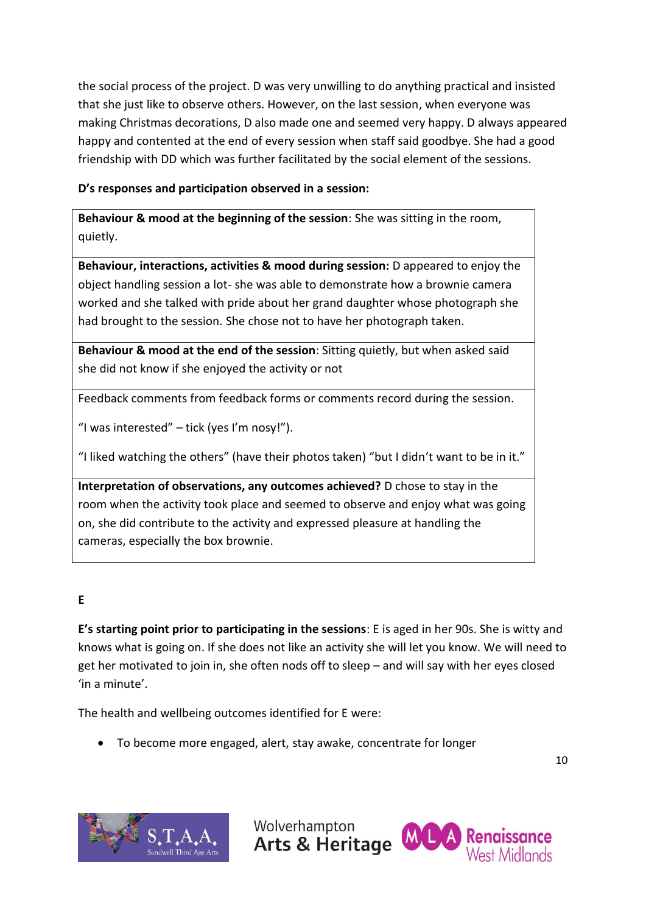the social process of the project. D was very unwilling to do anything practical and insisted that she just like to observe others. However, on the last session, when everyone was making Christmas decorations, D also made one and seemed very happy. D always appeared happy and contented at the end of every session when staff said goodbye. She had a good friendship with DD which was further facilitated by the social element of the sessions.

**D's responses and participation observed in a session:**

| |
|---|
| **Behaviour & mood at the beginning of the session**: She was sitting in the room, quietly. |
| **Behaviour, interactions, activities & mood during session:** D appeared to enjoy the object handling session a lot- she was able to demonstrate how a brownie camera worked and she talked with pride about her grand daughter whose photograph she had brought to the session. She chose not to have her photograph taken. |
| **Behaviour & mood at the end of the session**: Sitting quietly, but when asked said she did not know if she enjoyed the activity or not |
| Feedback comments from feedback forms or comments record during the session. <br><br> "I was interested" – tick (yes I'm nosy!"). <br><br> "I liked watching the others" (have their photos taken) "but I didn't want to be in it." |
| **Interpretation of observations, any outcomes achieved?** D chose to stay in the room when the activity took place and seemed to observe and enjoy what was going on, she did contribute to the activity and expressed pleasure at handling the cameras, especially the box brownie. |

**E**

**E's starting point prior to participating in the sessions**: E is aged in her 90s. She is witty and knows what is going on. If she does not like an activity she will let you know. We will need to get her motivated to join in, she often nods off to sleep – and will say with her eyes closed 'in a minute'.

The health and wellbeing outcomes identified for E were:

- To become more engaged, alert, stay awake, concentrate for longer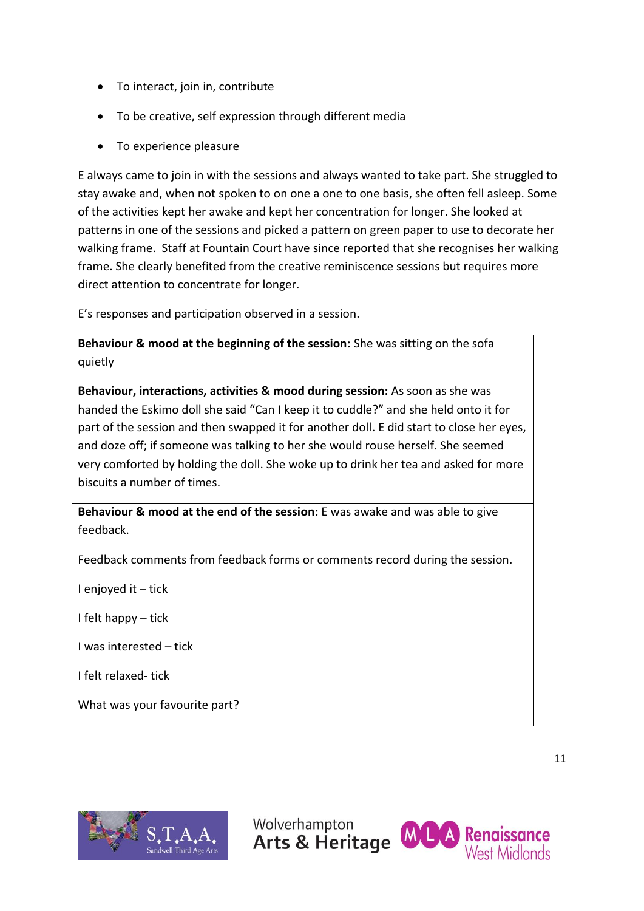- To interact, join in, contribute
- To be creative, self expression through different media
- To experience pleasure

E always came to join in with the sessions and always wanted to take part. She struggled to stay awake and, when not spoken to on one a one to one basis, she often fell asleep. Some of the activities kept her awake and kept her concentration for longer. She looked at patterns in one of the sessions and picked a pattern on green paper to use to decorate her walking frame. Staff at Fountain Court have since reported that she recognises her walking frame. She clearly benefited from the creative reminiscence sessions but requires more direct attention to concentrate for longer.

E's responses and participation observed in a session.

| |
|---|
| **Behaviour & mood at the beginning of the session:** She was sitting on the sofa quietly |
| **Behaviour, interactions, activities & mood during session:** As soon as she was handed the Eskimo doll she said "Can I keep it to cuddle?" and she held onto it for part of the session and then swapped it for another doll. E did start to close her eyes, and doze off; if someone was talking to her she would rouse herself. She seemed very comforted by holding the doll. She woke up to drink her tea and asked for more biscuits a number of times. |
| **Behaviour & mood at the end of the session:** E was awake and was able to give feedback. |
| Feedback comments from feedback forms or comments record during the session.<br><br>I enjoyed it – tick<br><br>I felt happy – tick<br><br>I was interested – tick<br><br>I felt relaxed- tick<br><br>What was your favourite part? |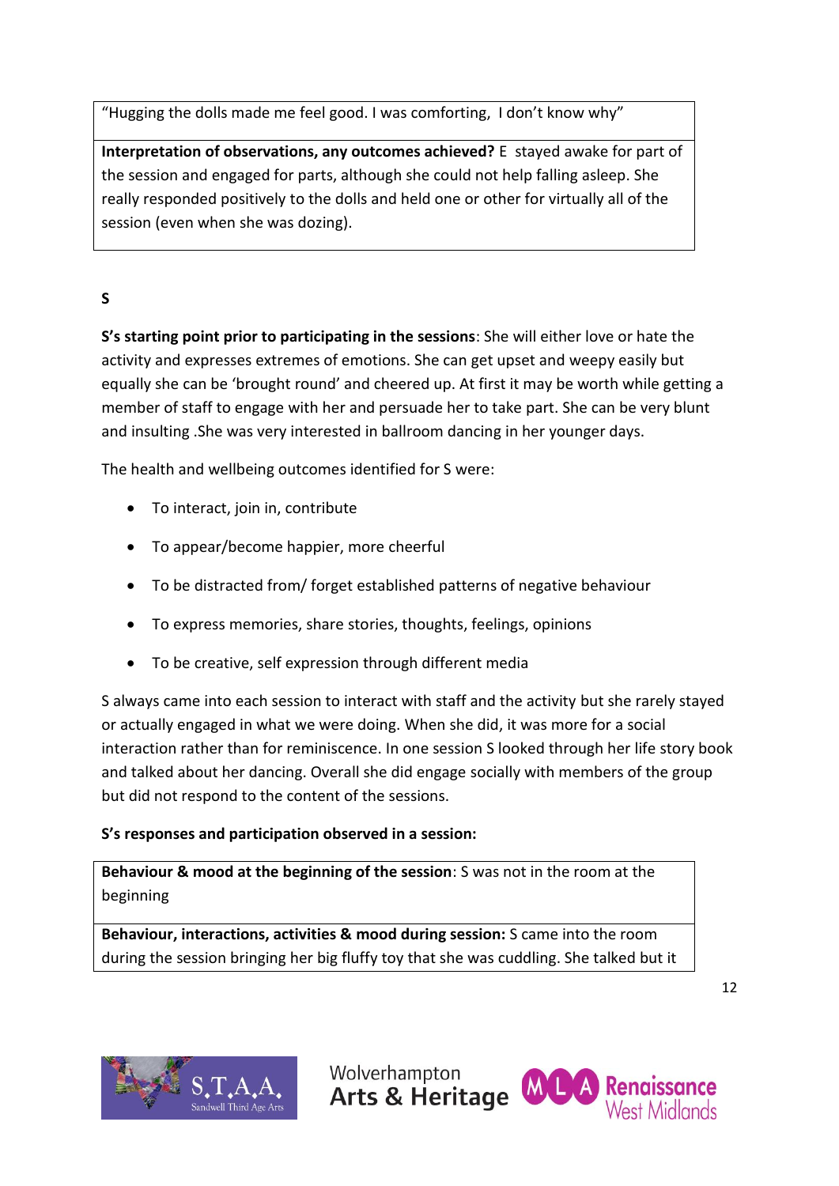| "Hugging the dolls made me feel good. I was comforting,  I don't know why" |
| --- |
| **Interpretation of observations, any outcomes achieved?** E  stayed awake for part of the session and engaged for parts, although she could not help falling asleep. She really responded positively to the dolls and held one or other for virtually all of the session (even when she was dozing). |

**S**

**S's starting point prior to participating in the sessions**: She will either love or hate the activity and expresses extremes of emotions. She can get upset and weepy easily but equally she can be 'brought round' and cheered up. At first it may be worth while getting a member of staff to engage with her and persuade her to take part. She can be very blunt and insulting .She was very interested in ballroom dancing in her younger days.

The health and wellbeing outcomes identified for S were:

- To interact, join in, contribute
- To appear/become happier, more cheerful
- To be distracted from/ forget established patterns of negative behaviour
- To express memories, share stories, thoughts, feelings, opinions
- To be creative, self expression through different media

S always came into each session to interact with staff and the activity but she rarely stayed or actually engaged in what we were doing. When she did, it was more for a social interaction rather than for reminiscence. In one session S looked through her life story book and talked about her dancing. Overall she did engage socially with members of the group but did not respond to the content of the sessions.

**S's responses and participation observed in a session:**

| **Behaviour & mood at the beginning of the session**: S was not in the room at the beginning |
| --- |
| **Behaviour, interactions, activities & mood during session:** S came into the room during the session bringing her big fluffy toy that she was cuddling. She talked but it |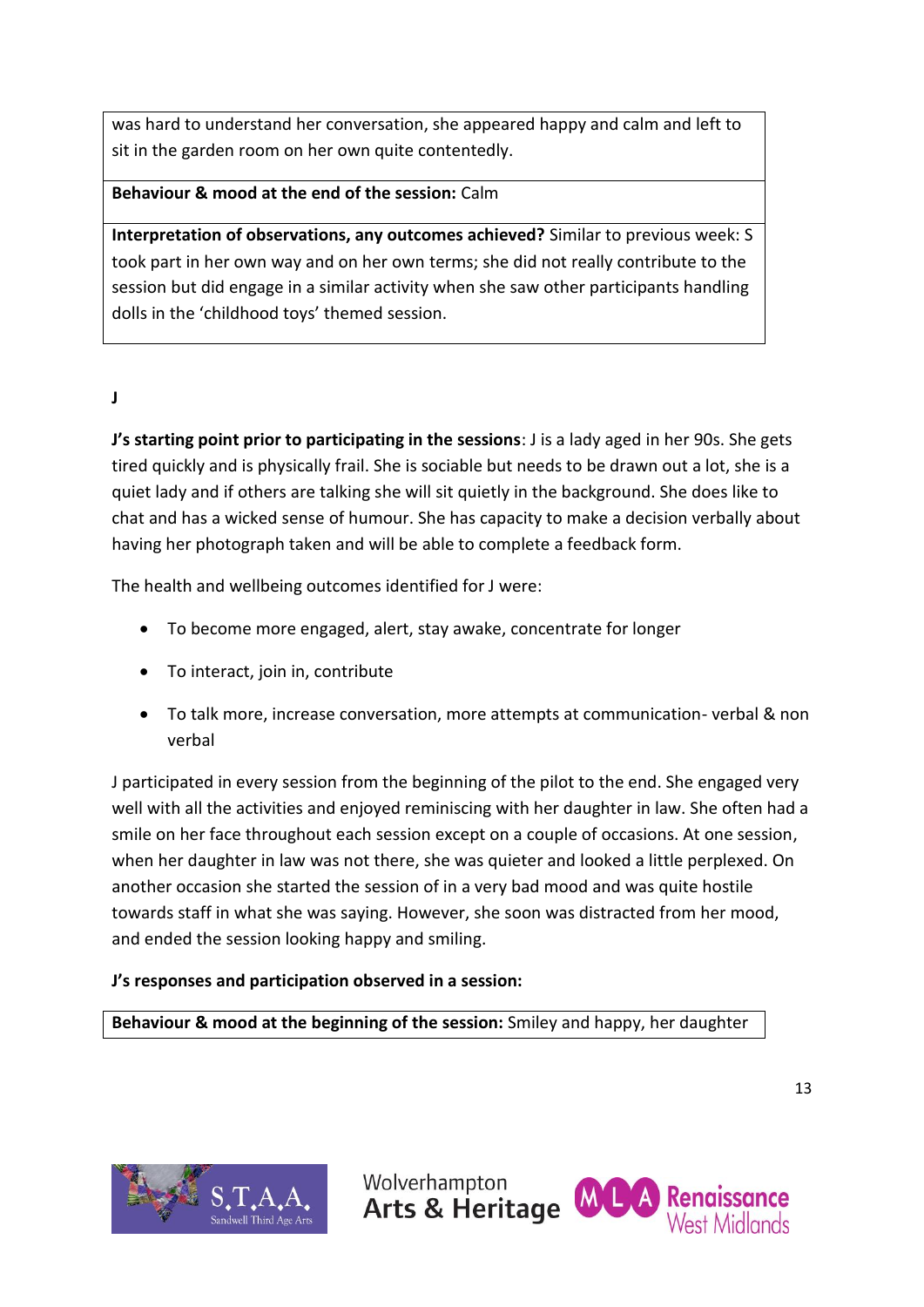| was hard to understand her conversation, she appeared happy and calm and left to sit in the garden room on her own quite contentedly. |
|---|
| **Behaviour & mood at the end of the session:** Calm |
| **Interpretation of observations, any outcomes achieved?** Similar to previous week: S took part in her own way and on her own terms; she did not really contribute to the session but did engage in a similar activity when she saw other participants handling dolls in the 'childhood toys' themed session. |

**J**

**J's starting point prior to participating in the sessions**: J is a lady aged in her 90s. She gets tired quickly and is physically frail. She is sociable but needs to be drawn out a lot, she is a quiet lady and if others are talking she will sit quietly in the background. She does like to chat and has a wicked sense of humour. She has capacity to make a decision verbally about having her photograph taken and will be able to complete a feedback form.

The health and wellbeing outcomes identified for J were:

- To become more engaged, alert, stay awake, concentrate for longer
- To interact, join in, contribute
- To talk more, increase conversation, more attempts at communication- verbal & non verbal

J participated in every session from the beginning of the pilot to the end. She engaged very well with all the activities and enjoyed reminiscing with her daughter in law. She often had a smile on her face throughout each session except on a couple of occasions. At one session, when her daughter in law was not there, she was quieter and looked a little perplexed. On another occasion she started the session of in a very bad mood and was quite hostile towards staff in what she was saying. However, she soon was distracted from her mood, and ended the session looking happy and smiling.

**J's responses and participation observed in a session:**

| **Behaviour & mood at the beginning of the session:** Smiley and happy, her daughter |
|---|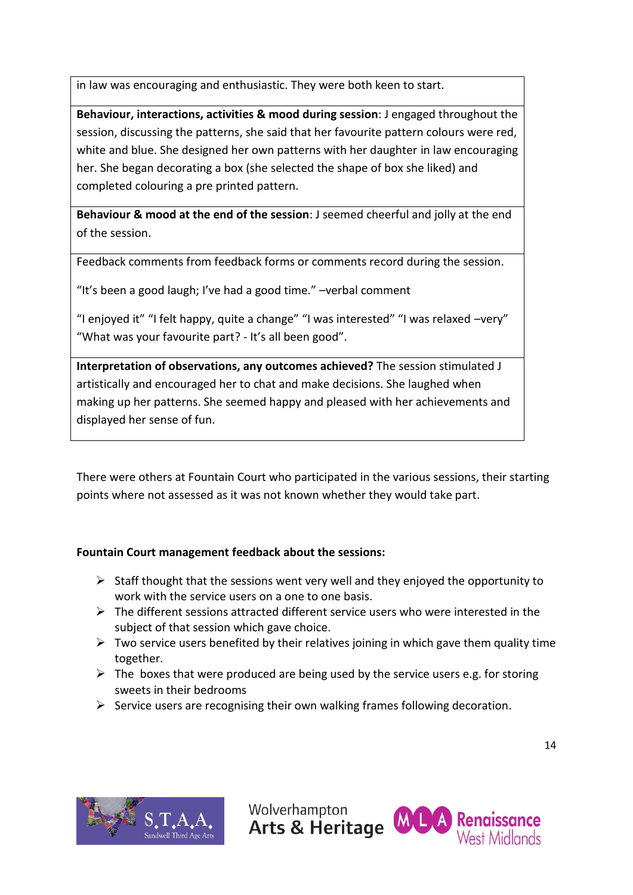in law was encouraging and enthusiastic. They were both keen to start.

**Behaviour, interactions, activities & mood during session**: J engaged throughout the session, discussing the patterns, she said that her favourite pattern colours were red, white and blue. She designed her own patterns with her daughter in law encouraging her. She began decorating a box (she selected the shape of box she liked) and completed colouring a pre printed pattern.

**Behaviour & mood at the end of the session**: J seemed cheerful and jolly at the end of the session.

Feedback comments from feedback forms or comments record during the session.

"It's been a good laugh; I've had a good time." –verbal comment

"I enjoyed it" "I felt happy, quite a change" "I was interested" "I was relaxed –very" "What was your favourite part? - It's all been good".

**Interpretation of observations, any outcomes achieved?** The session stimulated J artistically and encouraged her to chat and make decisions. She laughed when making up her patterns. She seemed happy and pleased with her achievements and displayed her sense of fun.

There were others at Fountain Court who participated in the various sessions, their starting points where not assessed as it was not known whether they would take part.

**Fountain Court management feedback about the sessions:**

- Staff thought that the sessions went very well and they enjoyed the opportunity to work with the service users on a one to one basis.
- The different sessions attracted different service users who were interested in the subject of that session which gave choice.
- Two service users benefited by their relatives joining in which gave them quality time together.
- The boxes that were produced are being used by the service users e.g. for storing sweets in their bedrooms
- Service users are recognising their own walking frames following decoration.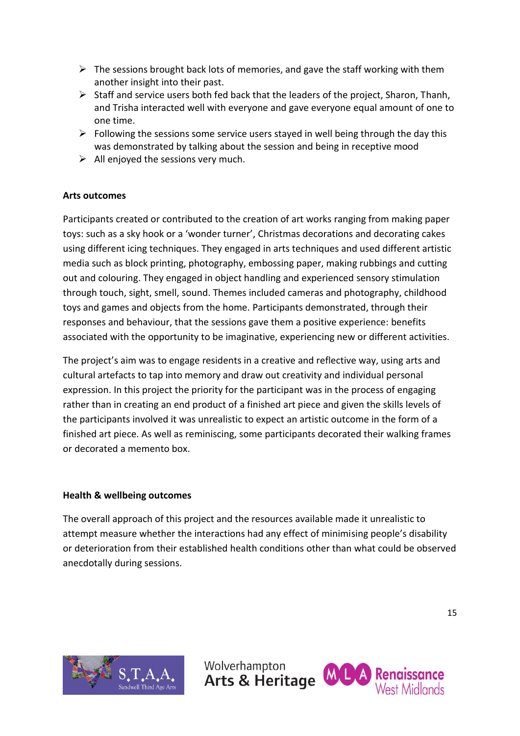- The sessions brought back lots of memories, and gave the staff working with them another insight into their past.
- Staff and service users both fed back that the leaders of the project, Sharon, Thanh, and Trisha interacted well with everyone and gave everyone equal amount of one to one time.
- Following the sessions some service users stayed in well being through the day this was demonstrated by talking about the session and being in receptive mood
- All enjoyed the sessions very much.

**Arts outcomes**

Participants created or contributed to the creation of art works ranging from making paper toys: such as a sky hook or a 'wonder turner', Christmas decorations and decorating cakes using different icing techniques. They engaged in arts techniques and used different artistic media such as block printing, photography, embossing paper, making rubbings and cutting out and colouring. They engaged in object handling and experienced sensory stimulation through touch, sight, smell, sound. Themes included cameras and photography, childhood toys and games and objects from the home. Participants demonstrated, through their responses and behaviour, that the sessions gave them a positive experience: benefits associated with the opportunity to be imaginative, experiencing new or different activities.

The project's aim was to engage residents in a creative and reflective way, using arts and cultural artefacts to tap into memory and draw out creativity and individual personal expression. In this project the priority for the participant was in the process of engaging rather than in creating an end product of a finished art piece and given the skills levels of the participants involved it was unrealistic to expect an artistic outcome in the form of a finished art piece. As well as reminiscing, some participants decorated their walking frames or decorated a memento box.

**Health & wellbeing outcomes**

The overall approach of this project and the resources available made it unrealistic to attempt measure whether the interactions had any effect of minimising people's disability or deterioration from their established health conditions other than what could be observed anecdotally during sessions.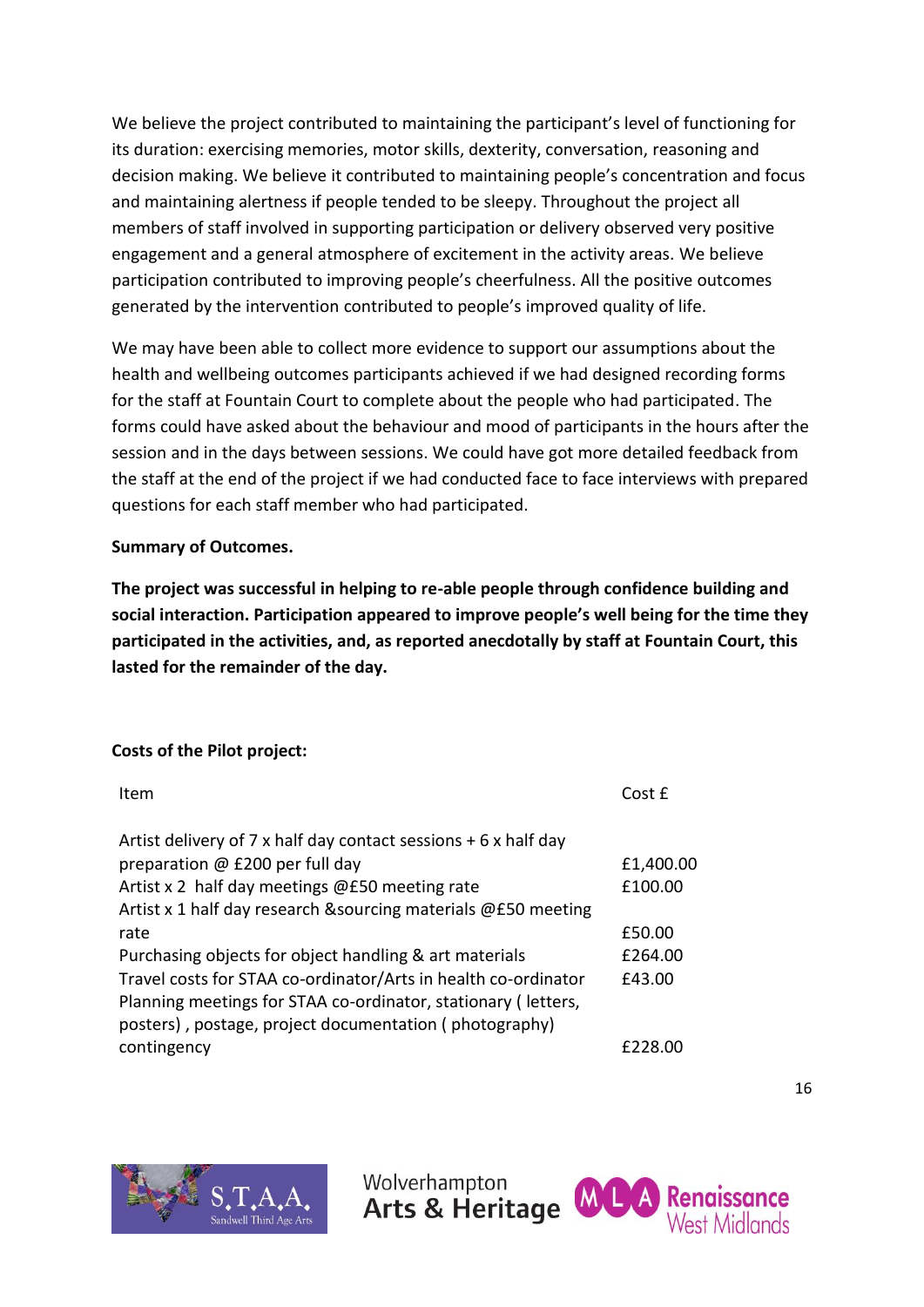We believe the project contributed to maintaining the participant's level of functioning for its duration: exercising memories, motor skills, dexterity, conversation, reasoning and decision making. We believe it contributed to maintaining people's concentration and focus and maintaining alertness if people tended to be sleepy. Throughout the project all members of staff involved in supporting participation or delivery observed very positive engagement and a general atmosphere of excitement in the activity areas. We believe participation contributed to improving people's cheerfulness. All the positive outcomes generated by the intervention contributed to people's improved quality of life.

We may have been able to collect more evidence to support our assumptions about the health and wellbeing outcomes participants achieved if we had designed recording forms for the staff at Fountain Court to complete about the people who had participated. The forms could have asked about the behaviour and mood of participants in the hours after the session and in the days between sessions. We could have got more detailed feedback from the staff at the end of the project if we had conducted face to face interviews with prepared questions for each staff member who had participated.

**Summary of Outcomes.**

**The project was successful in helping to re-able people through confidence building and social interaction. Participation appeared to improve people's well being for the time they participated in the activities, and, as reported anecdotally by staff at Fountain Court, this lasted for the remainder of the day.**

**Costs of the Pilot project:**

| Item | Cost £ |
|---|---|
| Artist delivery of 7 x half day contact sessions + 6 x half day preparation @ £200 per full day | £1,400.00 |
| Artist x 2 half day meetings @£50 meeting rate | £100.00 |
| Artist x 1 half day research &sourcing materials @£50 meeting rate | £50.00 |
| Purchasing objects for object handling & art materials | £264.00 |
| Travel costs for STAA co-ordinator/Arts in health co-ordinator | £43.00 |
| Planning meetings for STAA co-ordinator, stationary ( letters, posters) , postage, project documentation ( photography) contingency | £228.00 |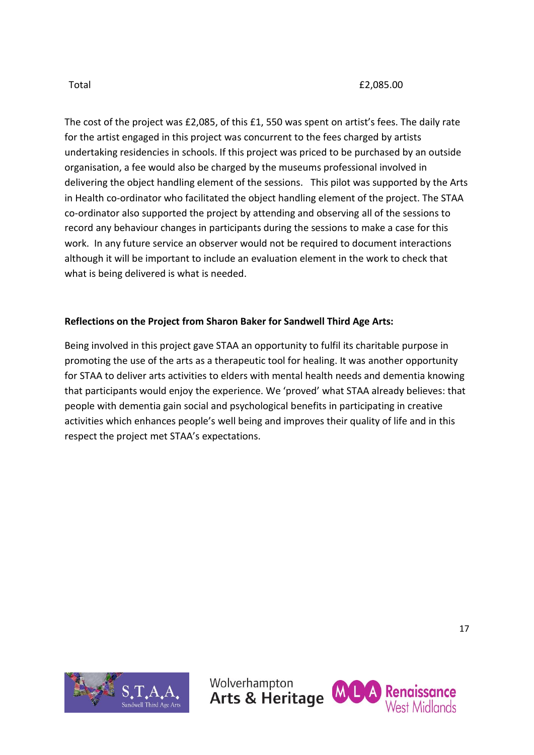| | |
|---|---|
| Total | £2,085.00 |

The cost of the project was £2,085, of this £1, 550 was spent on artist's fees. The daily rate for the artist engaged in this project was concurrent to the fees charged by artists undertaking residencies in schools. If this project was priced to be purchased by an outside organisation, a fee would also be charged by the museums professional involved in delivering the object handling element of the sessions. This pilot was supported by the Arts in Health co-ordinator who facilitated the object handling element of the project. The STAA co-ordinator also supported the project by attending and observing all of the sessions to record any behaviour changes in participants during the sessions to make a case for this work. In any future service an observer would not be required to document interactions although it will be important to include an evaluation element in the work to check that what is being delivered is what is needed.

**Reflections on the Project from Sharon Baker for Sandwell Third Age Arts:**

Being involved in this project gave STAA an opportunity to fulfil its charitable purpose in promoting the use of the arts as a therapeutic tool for healing. It was another opportunity for STAA to deliver arts activities to elders with mental health needs and dementia knowing that participants would enjoy the experience. We 'proved' what STAA already believes: that people with dementia gain social and psychological benefits in participating in creative activities which enhances people's well being and improves their quality of life and in this respect the project met STAA's expectations.